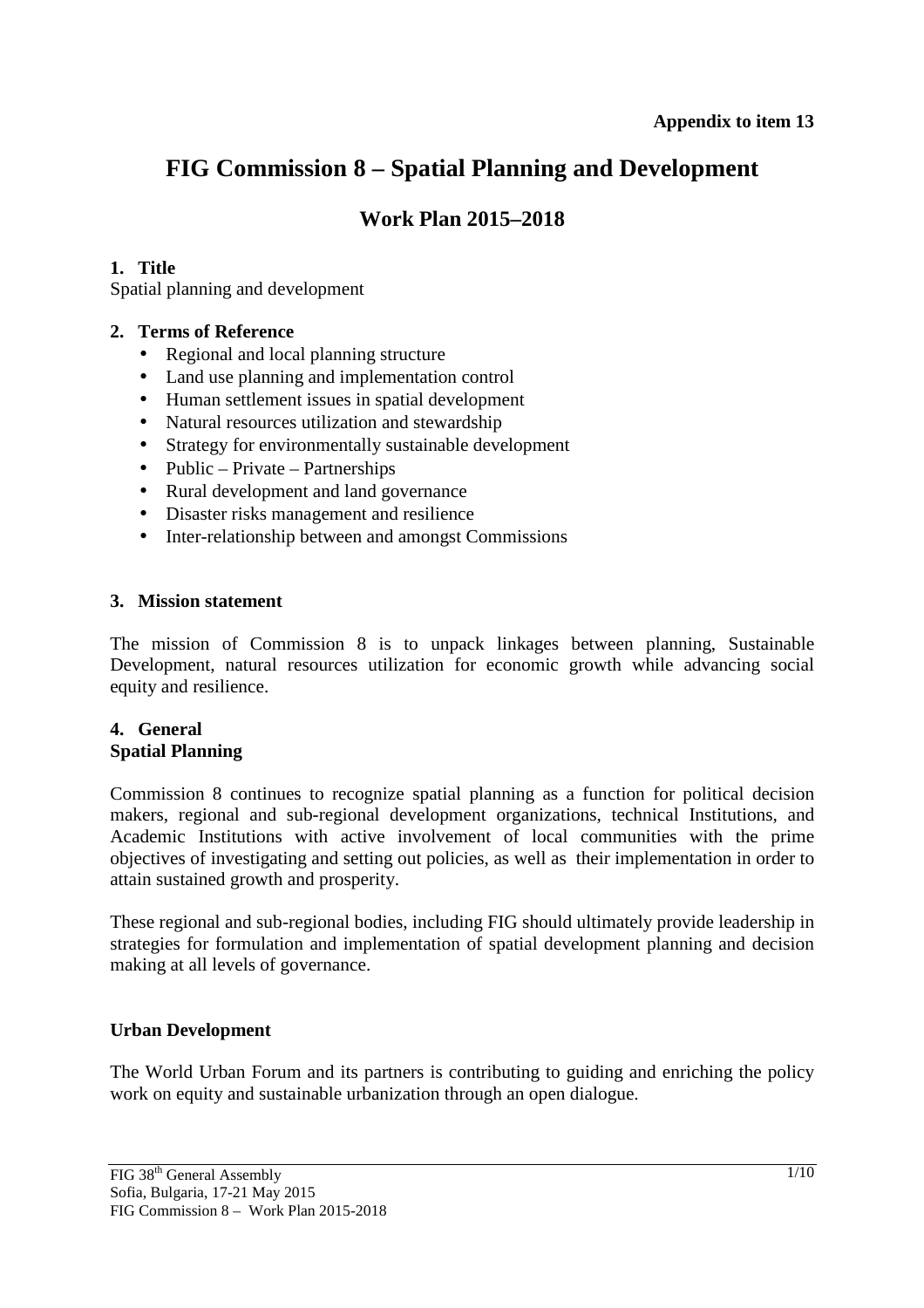**Appendix to item 13**

# FIG Commission 8 – Spatial Planning and Development

## Work Plan 2015–2018

**1. Title**

Spatial planning and development

**2. Terms of Reference**

- Regional and local planning structure
- Land use planning and implementation control
- Human settlement issues in spatial development
- Natural resources utilization and stewardship
- Strategy for environmentally sustainable development
- Public – Private – Partnerships
- Rural development and land governance
- Disaster risks management and resilience
- Inter-relationship between and amongst Commissions

**3. Mission statement**

The mission of Commission 8 is to unpack linkages between planning, Sustainable Development, natural resources utilization for economic growth while advancing social equity and resilience.

**4. General**

**Spatial Planning**

Commission 8 continues to recognize spatial planning as a function for political decision makers, regional and sub-regional development organizations, technical Institutions, and Academic Institutions with active involvement of local communities with the prime objectives of investigating and setting out policies, as well as their implementation in order to attain sustained growth and prosperity.

These regional and sub-regional bodies, including FIG should ultimately provide leadership in strategies for formulation and implementation of spatial development planning and decision making at all levels of governance.

**Urban Development**

The World Urban Forum and its partners is contributing to guiding and enriching the policy work on equity and sustainable urbanization through an open dialogue.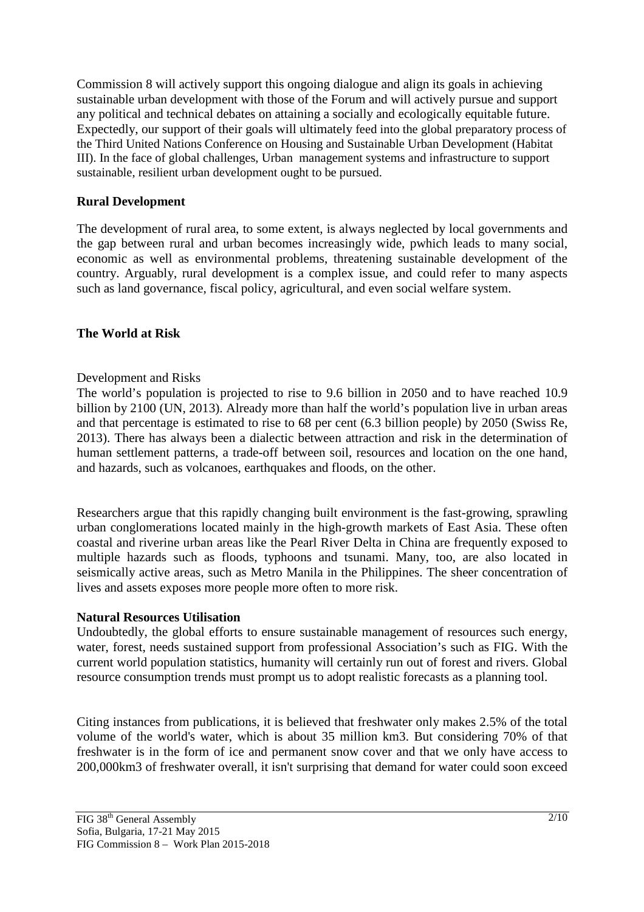Commission 8 will actively support this ongoing dialogue and align its goals in achieving sustainable urban development with those of the Forum and will actively pursue and support any political and technical debates on attaining a socially and ecologically equitable future. Expectedly, our support of their goals will ultimately feed into the global preparatory process of the Third United Nations Conference on Housing and Sustainable Urban Development (Habitat III). In the face of global challenges, Urban management systems and infrastructure to support sustainable, resilient urban development ought to be pursued.

**Rural Development**

The development of rural area, to some extent, is always neglected by local governments and the gap between rural and urban becomes increasingly wide, pwhich leads to many social, economic as well as environmental problems, threatening sustainable development of the country. Arguably, rural development is a complex issue, and could refer to many aspects such as land governance, fiscal policy, agricultural, and even social welfare system.

**The World at Risk**

Development and Risks

The world's population is projected to rise to 9.6 billion in 2050 and to have reached 10.9 billion by 2100 (UN, 2013). Already more than half the world's population live in urban areas and that percentage is estimated to rise to 68 per cent (6.3 billion people) by 2050 (Swiss Re, 2013). There has always been a dialectic between attraction and risk in the determination of human settlement patterns, a trade-off between soil, resources and location on the one hand, and hazards, such as volcanoes, earthquakes and floods, on the other.

Researchers argue that this rapidly changing built environment is the fast-growing, sprawling urban conglomerations located mainly in the high-growth markets of East Asia. These often coastal and riverine urban areas like the Pearl River Delta in China are frequently exposed to multiple hazards such as floods, typhoons and tsunami. Many, too, are also located in seismically active areas, such as Metro Manila in the Philippines. The sheer concentration of lives and assets exposes more people more often to more risk.

**Natural Resources Utilisation**

Undoubtedly, the global efforts to ensure sustainable management of resources such energy, water, forest, needs sustained support from professional Association's such as FIG. With the current world population statistics, humanity will certainly run out of forest and rivers. Global resource consumption trends must prompt us to adopt realistic forecasts as a planning tool.

Citing instances from publications, it is believed that freshwater only makes 2.5% of the total volume of the world's water, which is about 35 million km3. But considering 70% of that freshwater is in the form of ice and permanent snow cover and that we only have access to 200,000km3 of freshwater overall, it isn't surprising that demand for water could soon exceed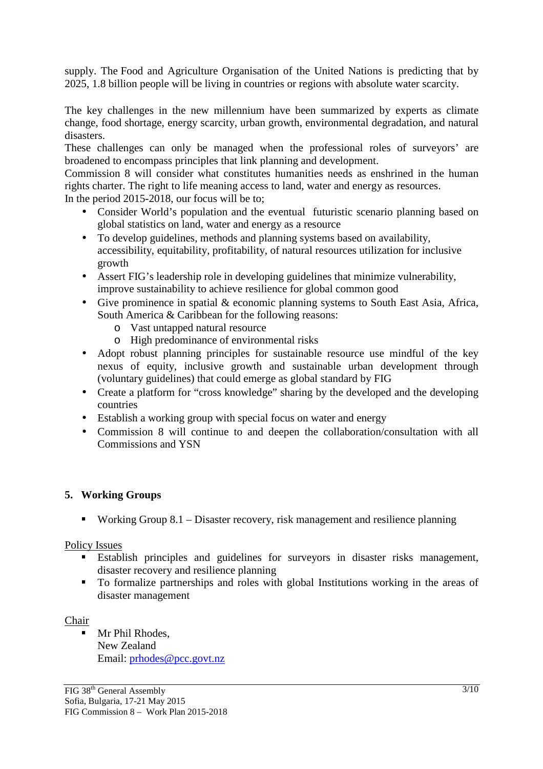supply. The Food and Agriculture Organisation of the United Nations is predicting that by 2025, 1.8 billion people will be living in countries or regions with absolute water scarcity.

The key challenges in the new millennium have been summarized by experts as climate change, food shortage, energy scarcity, urban growth, environmental degradation, and natural disasters.
These challenges can only be managed when the professional roles of surveyors' are broadened to encompass principles that link planning and development.
Commission 8 will consider what constitutes humanities needs as enshrined in the human rights charter. The right to life meaning access to land, water and energy as resources.
In the period 2015-2018, our focus will be to;

- Consider World's population and the eventual futuristic scenario planning based on global statistics on land, water and energy as a resource
- To develop guidelines, methods and planning systems based on availability, accessibility, equitability, profitability, of natural resources utilization for inclusive growth
- Assert FIG's leadership role in developing guidelines that minimize vulnerability, improve sustainability to achieve resilience for global common good
- Give prominence in spatial & economic planning systems to South East Asia, Africa, South America & Caribbean for the following reasons:
  - Vast untapped natural resource
  - High predominance of environmental risks
- Adopt robust planning principles for sustainable resource use mindful of the key nexus of equity, inclusive growth and sustainable urban development through (voluntary guidelines) that could emerge as global standard by FIG
- Create a platform for "cross knowledge" sharing by the developed and the developing countries
- Establish a working group with special focus on water and energy
- Commission 8 will continue to and deepen the collaboration/consultation with all Commissions and YSN

## 5. Working Groups

- Working Group 8.1 – Disaster recovery, risk management and resilience planning

Policy Issues

- Establish principles and guidelines for surveyors in disaster risks management, disaster recovery and resilience planning
- To formalize partnerships and roles with global Institutions working in the areas of disaster management

Chair

- Mr Phil Rhodes,
  New Zealand
  Email: prhodes@pcc.govt.nz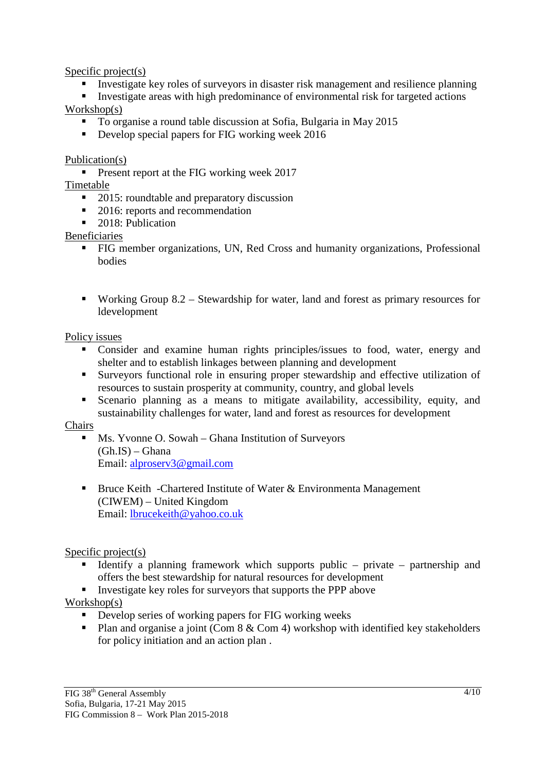Specific project(s)

- Investigate key roles of surveyors in disaster risk management and resilience planning
- Investigate areas with high predominance of environmental risk for targeted actions

Workshop(s)

- To organise a round table discussion at Sofia, Bulgaria in May 2015
- Develop special papers for FIG working week 2016

Publication(s)

- Present report at the FIG working week 2017

Timetable

- 2015: roundtable and preparatory discussion
- 2016: reports and recommendation
- 2018: Publication

Beneficiaries

- FIG member organizations, UN, Red Cross and humanity organizations, Professional bodies

- Working Group 8.2 – Stewardship for water, land and forest as primary resources for ldevelopment

Policy issues

- Consider and examine human rights principles/issues to food, water, energy and shelter and to establish linkages between planning and development
- Surveyors functional role in ensuring proper stewardship and effective utilization of resources to sustain prosperity at community, country, and global levels
- Scenario planning as a means to mitigate availability, accessibility, equity, and sustainability challenges for water, land and forest as resources for development

Chairs

- Ms. Yvonne O. Sowah – Ghana Institution of Surveyors (Gh.IS) – Ghana
  Email: alproserv3@gmail.com

- Bruce Keith -Chartered Institute of Water & Environmenta Management (CIWEM) – United Kingdom
  Email: lbrucekeith@yahoo.co.uk

Specific project(s)

- Identify a planning framework which supports public – private – partnership and offers the best stewardship for natural resources for development
- Investigate key roles for surveyors that supports the PPP above

Workshop(s)

- Develop series of working papers for FIG working weeks
- Plan and organise a joint (Com 8 & Com 4) workshop with identified key stakeholders for policy initiation and an action plan .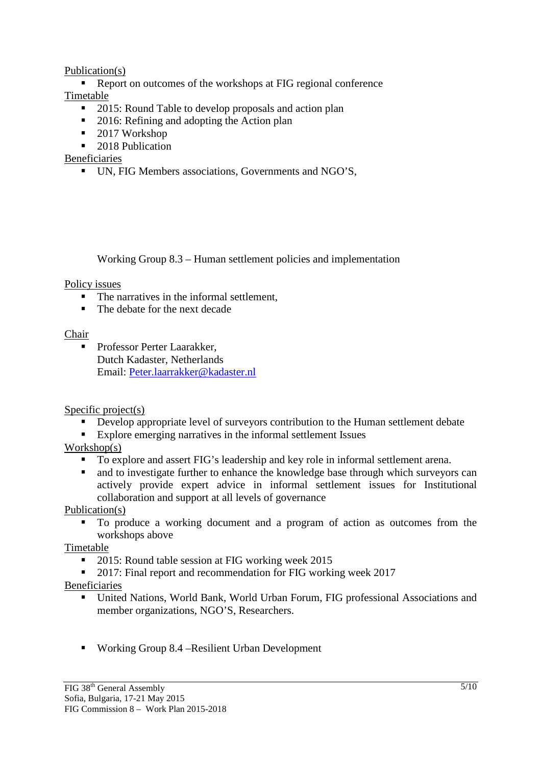Publication(s)

- Report on outcomes of the workshops at FIG regional conference

Timetable

- 2015: Round Table to develop proposals and action plan
- 2016: Refining and adopting the Action plan
- 2017 Workshop
- 2018 Publication

Beneficiaries

- UN, FIG Members associations, Governments and NGO'S,

## Working Group 8.3 – Human settlement policies and implementation

Policy issues

- The narratives in the informal settlement,
- The debate for the next decade

Chair

- Professor Perter Laarakker,  
  Dutch Kadaster, Netherlands  
  Email: Peter.laarrakker@kadaster.nl

Specific project(s)

- Develop appropriate level of surveyors contribution to the Human settlement debate
- Explore emerging narratives in the informal settlement Issues

Workshop(s)

- To explore and assert FIG's leadership and key role in informal settlement arena.
- and to investigate further to enhance the knowledge base through which surveyors can actively provide expert advice in informal settlement issues for Institutional collaboration and support at all levels of governance

Publication(s)

- To produce a working document and a program of action as outcomes from the workshops above

Timetable

- 2015: Round table session at FIG working week 2015
- 2017: Final report and recommendation for FIG working week 2017

Beneficiaries

- United Nations, World Bank, World Urban Forum, FIG professional Associations and member organizations, NGO'S, Researchers.

- Working Group 8.4 –Resilient Urban Development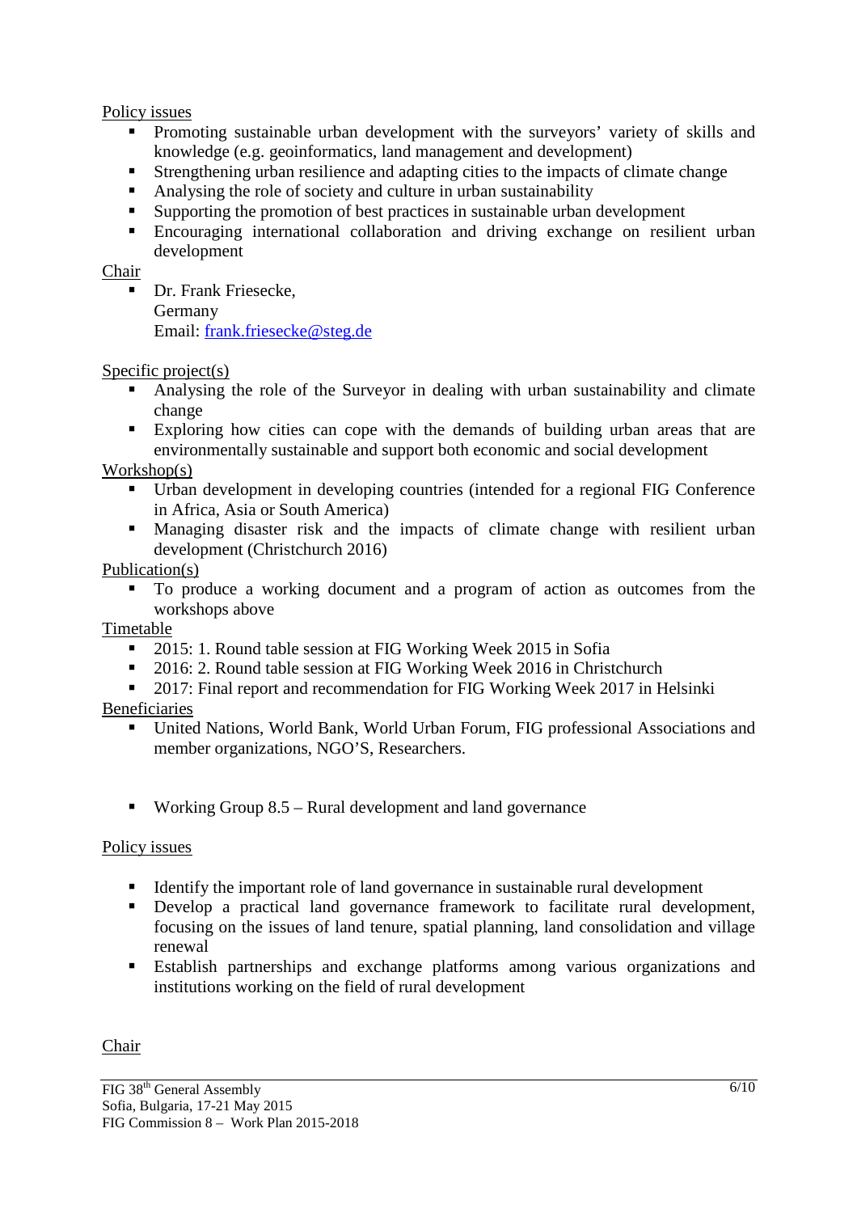Policy issues

- Promoting sustainable urban development with the surveyors' variety of skills and knowledge (e.g. geoinformatics, land management and development)
- Strengthening urban resilience and adapting cities to the impacts of climate change
- Analysing the role of society and culture in urban sustainability
- Supporting the promotion of best practices in sustainable urban development
- Encouraging international collaboration and driving exchange on resilient urban development

Chair

- Dr. Frank Friesecke,
  Germany
  Email: frank.friesecke@steg.de

Specific project(s)

- Analysing the role of the Surveyor in dealing with urban sustainability and climate change
- Exploring how cities can cope with the demands of building urban areas that are environmentally sustainable and support both economic and social development

Workshop(s)

- Urban development in developing countries (intended for a regional FIG Conference in Africa, Asia or South America)
- Managing disaster risk and the impacts of climate change with resilient urban development (Christchurch 2016)

Publication(s)

- To produce a working document and a program of action as outcomes from the workshops above

Timetable

- 2015: 1. Round table session at FIG Working Week 2015 in Sofia
- 2016: 2. Round table session at FIG Working Week 2016 in Christchurch
- 2017: Final report and recommendation for FIG Working Week 2017 in Helsinki

Beneficiaries

- United Nations, World Bank, World Urban Forum, FIG professional Associations and member organizations, NGO'S, Researchers.

- Working Group 8.5 – Rural development and land governance

Policy issues

- Identify the important role of land governance in sustainable rural development
- Develop a practical land governance framework to facilitate rural development, focusing on the issues of land tenure, spatial planning, land consolidation and village renewal
- Establish partnerships and exchange platforms among various organizations and institutions working on the field of rural development

Chair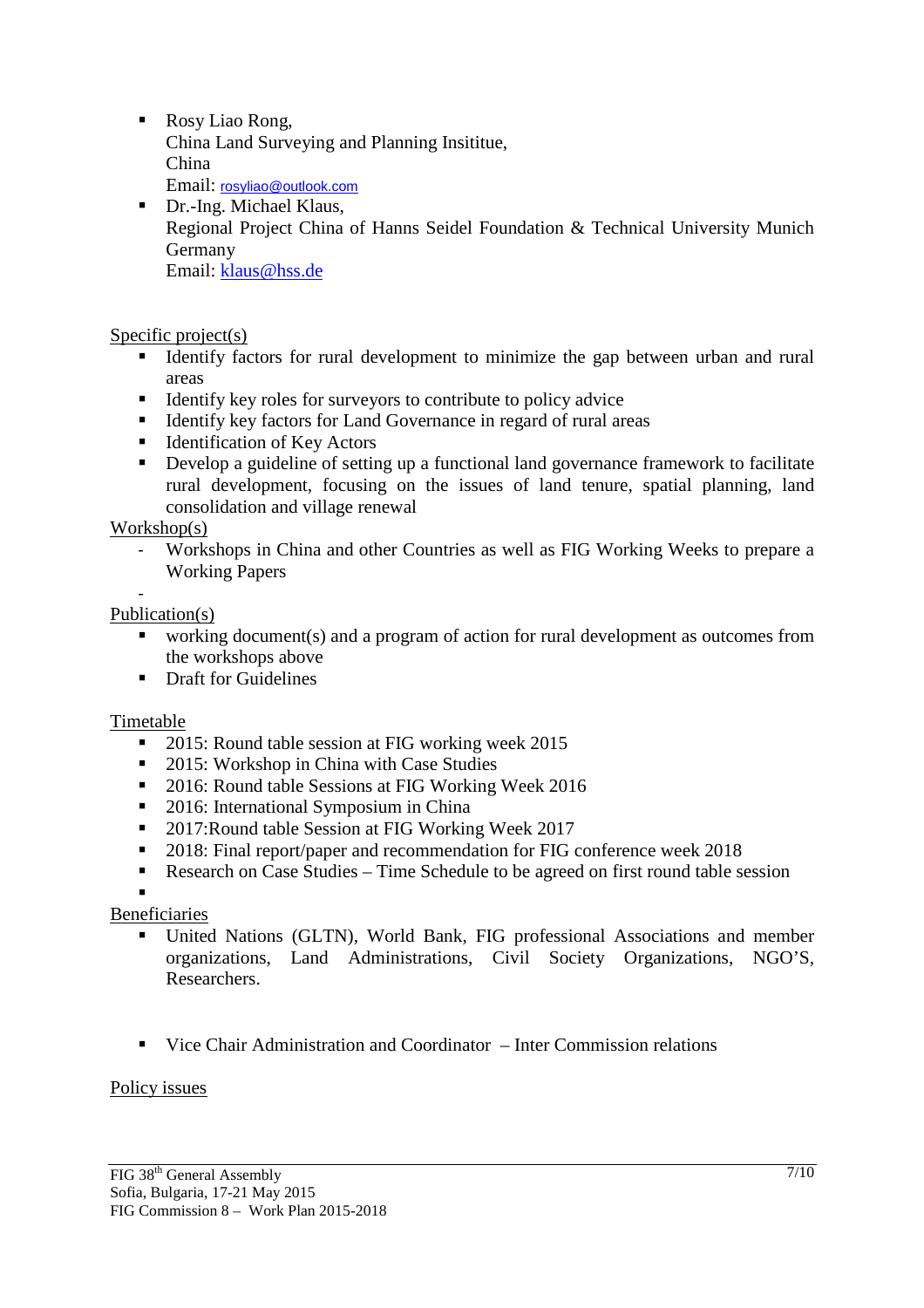- Rosy Liao Rong,
  China Land Surveying and Planning Insititue,
  China
  Email: rosyliao@outlook.com
- Dr.-Ing. Michael Klaus,
  Regional Project China of Hanns Seidel Foundation & Technical University Munich Germany
  Email: klaus@hss.de

<u>Specific project(s)</u>

- Identify factors for rural development to minimize the gap between urban and rural areas
- Identify key roles for surveyors to contribute to policy advice
- Identify key factors for Land Governance in regard of rural areas
- Identification of Key Actors
- Develop a guideline of setting up a functional land governance framework to facilitate rural development, focusing on the issues of land tenure, spatial planning, land consolidation and village renewal

<u>Workshop(s)</u>

- Workshops in China and other Countries as well as FIG Working Weeks to prepare a Working Papers
-

<u>Publication(s)</u>

- working document(s) and a program of action for rural development as outcomes from the workshops above
- Draft for Guidelines

<u>Timetable</u>

- 2015: Round table session at FIG working week 2015
- 2015: Workshop in China with Case Studies
- 2016: Round table Sessions at FIG Working Week 2016
- 2016: International Symposium in China
- 2017:Round table Session at FIG Working Week 2017
- 2018: Final report/paper and recommendation for FIG conference week 2018
- Research on Case Studies – Time Schedule to be agreed on first round table session
-

<u>Beneficiaries</u>

- United Nations (GLTN), World Bank, FIG professional Associations and member organizations, Land Administrations, Civil Society Organizations, NGO'S, Researchers.

- Vice Chair Administration and Coordinator – Inter Commission relations

<u>Policy issues</u>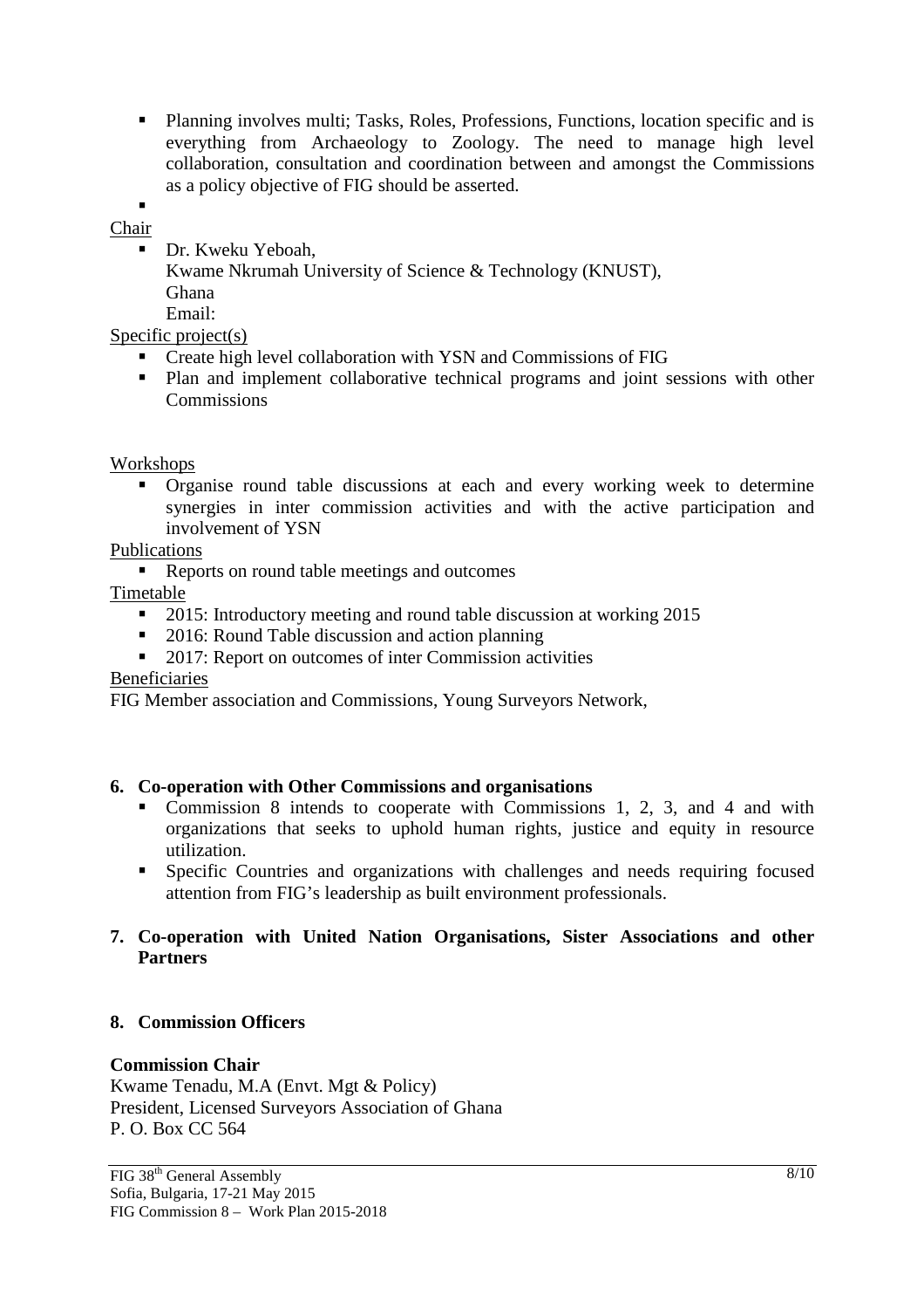- Planning involves multi; Tasks, Roles, Professions, Functions, location specific and is everything from Archaeology to Zoology. The need to manage high level collaboration, consultation and coordination between and amongst the Commissions as a policy objective of FIG should be asserted.
-

Chair

- Dr. Kweku Yeboah,
  Kwame Nkrumah University of Science & Technology (KNUST),
  Ghana
  Email:

Specific project(s)

- Create high level collaboration with YSN and Commissions of FIG
- Plan and implement collaborative technical programs and joint sessions with other Commissions

Workshops

- Organise round table discussions at each and every working week to determine synergies in inter commission activities and with the active participation and involvement of YSN

Publications

- Reports on round table meetings and outcomes

Timetable

- 2015: Introductory meeting and round table discussion at working 2015
- 2016: Round Table discussion and action planning
- 2017: Report on outcomes of inter Commission activities

Beneficiaries

FIG Member association and Commissions, Young Surveyors Network,

## 6. Co-operation with Other Commissions and organisations

- Commission 8 intends to cooperate with Commissions 1, 2, 3, and 4 and with organizations that seeks to uphold human rights, justice and equity in resource utilization.
- Specific Countries and organizations with challenges and needs requiring focused attention from FIG's leadership as built environment professionals.

## 7. Co-operation with United Nation Organisations, Sister Associations and other Partners

## 8. Commission Officers

**Commission Chair**

Kwame Tenadu, M.A (Envt. Mgt & Policy)
President, Licensed Surveyors Association of Ghana
P. O. Box CC 564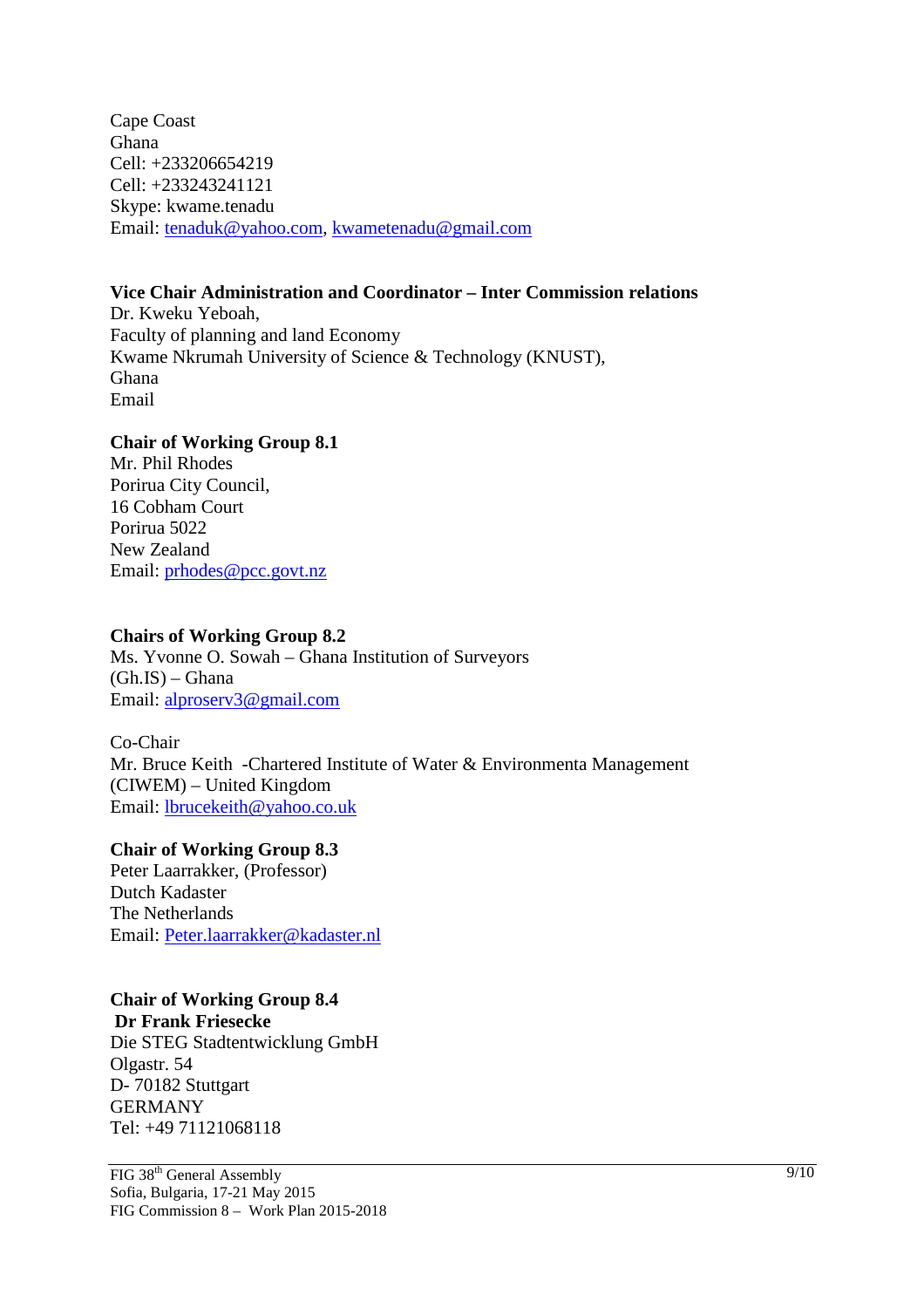Cape Coast
Ghana
Cell: +233206654219
Cell: +233243241121
Skype: kwame.tenadu
Email: tenaduk@yahoo.com, kwametenadu@gmail.com

**Vice Chair Administration and Coordinator – Inter Commission relations**
Dr. Kweku Yeboah,
Faculty of planning and land Economy
Kwame Nkrumah University of Science & Technology (KNUST),
Ghana
Email

**Chair of Working Group 8.1**
Mr. Phil Rhodes
Porirua City Council,
16 Cobham Court
Porirua 5022
New Zealand
Email: prhodes@pcc.govt.nz

**Chairs of Working Group 8.2**
Ms. Yvonne O. Sowah – Ghana Institution of Surveyors
(Gh.IS) – Ghana
Email: alproserv3@gmail.com

Co-Chair
Mr. Bruce Keith -Chartered Institute of Water & Environmenta Management
(CIWEM) – United Kingdom
Email: lbrucekeith@yahoo.co.uk

**Chair of Working Group 8.3**
Peter Laarrakker, (Professor)
Dutch Kadaster
The Netherlands
Email: Peter.laarrakker@kadaster.nl

**Chair of Working Group 8.4**
**Dr Frank Friesecke**
Die STEG Stadtentwicklung GmbH
Olgastr. 54
D- 70182 Stuttgart
GERMANY
Tel: +49 71121068118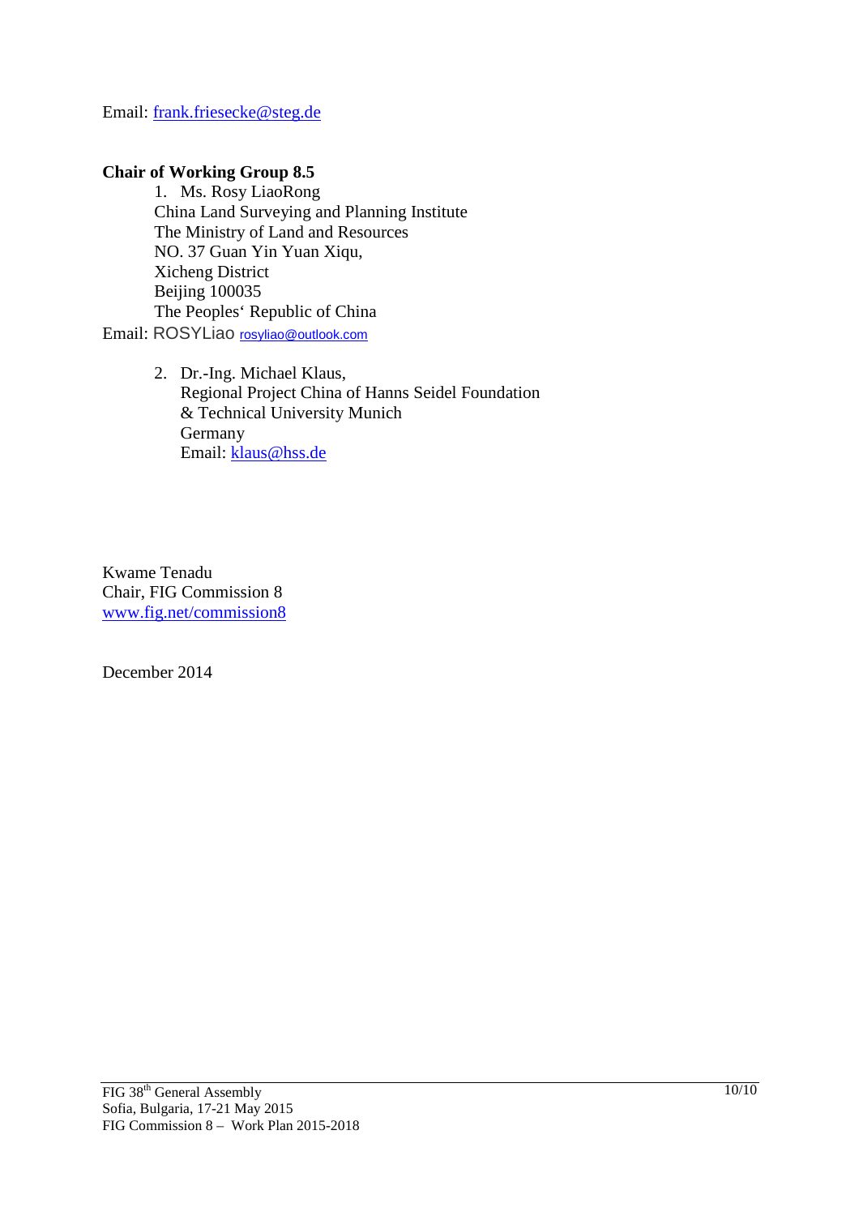Email: frank.friesecke@steg.de

**Chair of Working Group 8.5**

1. Ms. Rosy LiaoRong
   China Land Surveying and Planning Institute
   The Ministry of Land and Resources
   NO. 37 Guan Yin Yuan Xiqu,
   Xicheng District
   Beijing 100035
   The Peoples' Republic of China

Email: ROSYLiao rosyliao@outlook.com

2. Dr.-Ing. Michael Klaus,
   Regional Project China of Hanns Seidel Foundation
   & Technical University Munich
   Germany
   Email: klaus@hss.de

Kwame Tenadu
Chair, FIG Commission 8
www.fig.net/commission8

December 2014